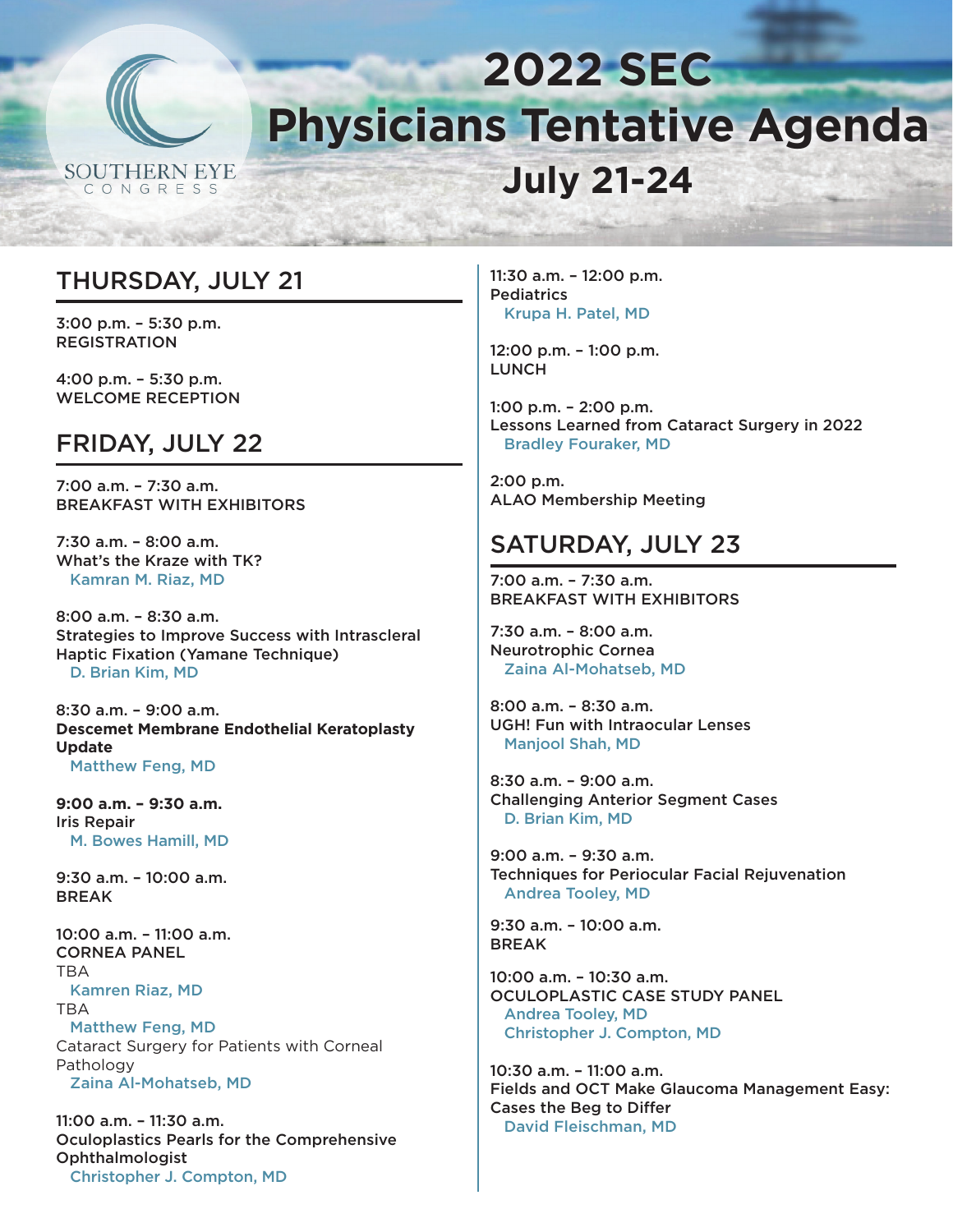SOUTHERN EYE CONGRESS

# 2022 SEC Physicians Tentative Agenda

## July 21-24

## THURSDAY, JULY 21

3:00 p.m. – 5:30 p.m.
REGISTRATION

4:00 p.m. – 5:30 p.m.
WELCOME RECEPTION

## FRIDAY, JULY 22

7:00 a.m. – 7:30 a.m.
BREAKFAST WITH EXHIBITORS

7:30 a.m. – 8:00 a.m.
What's the Kraze with TK?
Kamran M. Riaz, MD

8:00 a.m. – 8:30 a.m.
Strategies to Improve Success with Intrascleral Haptic Fixation (Yamane Technique)
D. Brian Kim, MD

8:30 a.m. – 9:00 a.m.
**Descemet Membrane Endothelial Keratoplasty Update**
Matthew Feng, MD

**9:00 a.m. – 9:30 a.m.**
Iris Repair
M. Bowes Hamill, MD

9:30 a.m. – 10:00 a.m.
BREAK

10:00 a.m. – 11:00 a.m.
CORNEA PANEL
TBA
Kamren Riaz, MD
TBA
Matthew Feng, MD
Cataract Surgery for Patients with Corneal Pathology
Zaina Al-Mohatseb, MD

11:00 a.m. – 11:30 a.m.
Oculoplastics Pearls for the Comprehensive Ophthalmologist
Christopher J. Compton, MD

11:30 a.m. – 12:00 p.m.
Pediatrics
Krupa H. Patel, MD

12:00 p.m. – 1:00 p.m.
LUNCH

1:00 p.m. – 2:00 p.m.
Lessons Learned from Cataract Surgery in 2022
Bradley Fouraker, MD

2:00 p.m.
ALAO Membership Meeting

## SATURDAY, JULY 23

7:00 a.m. – 7:30 a.m.
BREAKFAST WITH EXHIBITORS

7:30 a.m. – 8:00 a.m.
Neurotrophic Cornea
Zaina Al-Mohatseb, MD

8:00 a.m. – 8:30 a.m.
UGH! Fun with Intraocular Lenses
Manjool Shah, MD

8:30 a.m. – 9:00 a.m.
Challenging Anterior Segment Cases
D. Brian Kim, MD

9:00 a.m. – 9:30 a.m.
Techniques for Periocular Facial Rejuvenation
Andrea Tooley, MD

9:30 a.m. – 10:00 a.m.
BREAK

10:00 a.m. – 10:30 a.m.
OCULOPLASTIC CASE STUDY PANEL
Andrea Tooley, MD
Christopher J. Compton, MD

10:30 a.m. – 11:00 a.m.
Fields and OCT Make Glaucoma Management Easy: Cases the Beg to Differ
David Fleischman, MD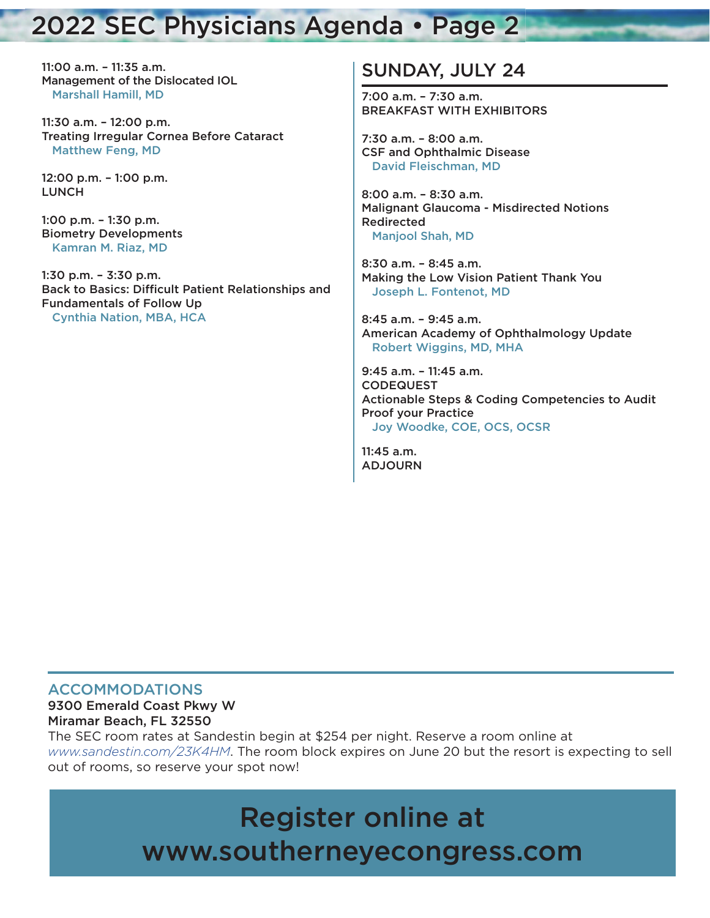# 2022 SEC Physicians Agenda • Page 2

11:00 a.m. – 11:35 a.m.
Management of the Dislocated IOL
Marshall Hamill, MD

11:30 a.m. – 12:00 p.m.
Treating Irregular Cornea Before Cataract
Matthew Feng, MD

12:00 p.m. – 1:00 p.m.
LUNCH

1:00 p.m. – 1:30 p.m.
Biometry Developments
Kamran M. Riaz, MD

1:30 p.m. – 3:30 p.m.
Back to Basics: Difficult Patient Relationships and Fundamentals of Follow Up
Cynthia Nation, MBA, HCA

## SUNDAY, JULY 24

7:00 a.m. – 7:30 a.m.
BREAKFAST WITH EXHIBITORS

7:30 a.m. – 8:00 a.m.
CSF and Ophthalmic Disease
David Fleischman, MD

8:00 a.m. – 8:30 a.m.
Malignant Glaucoma - Misdirected Notions Redirected
Manjool Shah, MD

8:30 a.m. – 8:45 a.m.
Making the Low Vision Patient Thank You
Joseph L. Fontenot, MD

8:45 a.m. – 9:45 a.m.
American Academy of Ophthalmology Update
Robert Wiggins, MD, MHA

9:45 a.m. – 11:45 a.m.
CODEQUEST
Actionable Steps & Coding Competencies to Audit Proof your Practice
Joy Woodke, COE, OCS, OCSR

11:45 a.m.
ADJOURN

## ACCOMMODATIONS

**9300 Emerald Coast Pkwy W**
**Miramar Beach, FL 32550**

The SEC room rates at Sandestin begin at $254 per night. Reserve a room online at *www.sandestin.com/23K4HM*. The room block expires on June 20 but the resort is expecting to sell out of rooms, so reserve your spot now!

## Register online at www.southerneyecongress.com